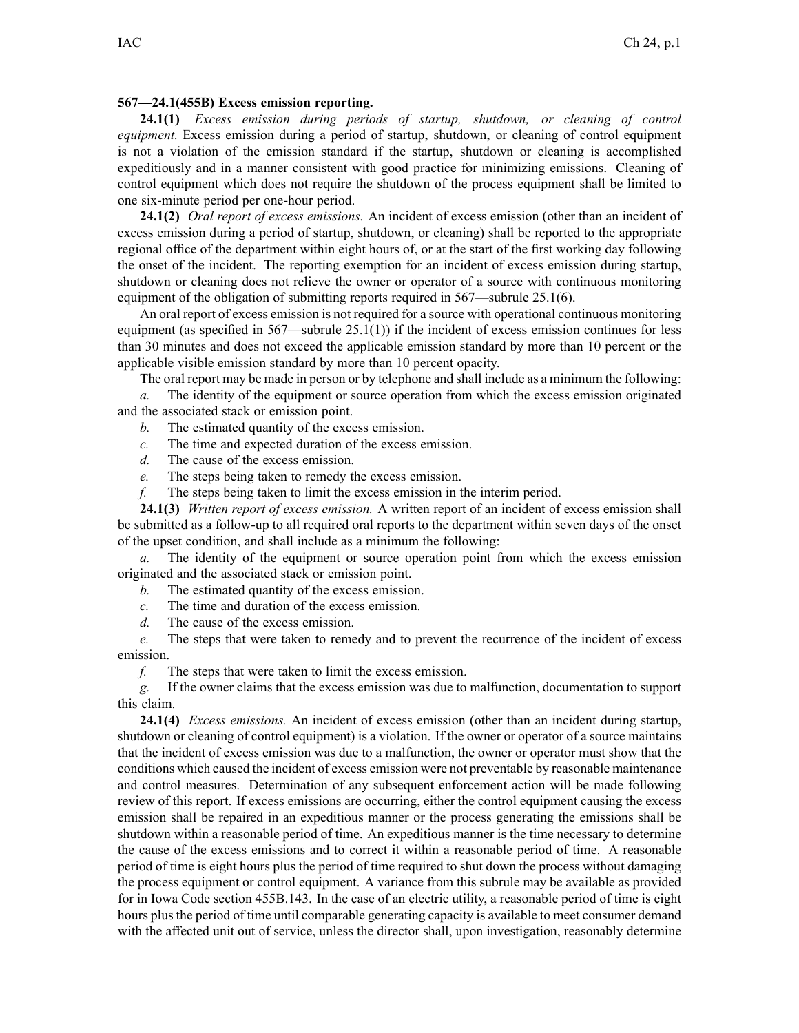**567—24.1(455B) Excess emission reporting.**

**24.1(1)** *Excess emission during periods of startup, shutdown, or cleaning of control equipment.* Excess emission during a period of startup, shutdown, or cleaning of control equipment is not a violation of the emission standard if the startup, shutdown or cleaning is accomplished expeditiously and in a manner consistent with good practice for minimizing emissions. Cleaning of control equipment which does not require the shutdown of the process equipment shall be limited to one six-minute period per one-hour period.

**24.1(2)** *Oral report of excess emissions.* An incident of excess emission (other than an incident of excess emission during a period of startup, shutdown, or cleaning) shall be reported to the appropriate regional office of the department within eight hours of, or at the start of the first working day following the onset of the incident. The reporting exemption for an incident of excess emission during startup, shutdown or cleaning does not relieve the owner or operator of a source with continuous monitoring equipment of the obligation of submitting reports required in 567—subrule 25.1(6).

An oral report of excess emission is not required for a source with operational continuous monitoring equipment (as specified in 567—subrule 25.1(1)) if the incident of excess emission continues for less than 30 minutes and does not exceed the applicable emission standard by more than 10 percent or the applicable visible emission standard by more than 10 percent opacity.

The oral report may be made in person or by telephone and shall include as a minimum the following:

*a.* The identity of the equipment or source operation from which the excess emission originated and the associated stack or emission point.

*b.* The estimated quantity of the excess emission.

*c.* The time and expected duration of the excess emission.

*d.* The cause of the excess emission.

*e.* The steps being taken to remedy the excess emission.

*f.* The steps being taken to limit the excess emission in the interim period.

**24.1(3)** *Written report of excess emission.* A written report of an incident of excess emission shall be submitted as a follow-up to all required oral reports to the department within seven days of the onset of the upset condition, and shall include as a minimum the following:

*a.* The identity of the equipment or source operation point from which the excess emission originated and the associated stack or emission point.

*b.* The estimated quantity of the excess emission.

*c.* The time and duration of the excess emission.

*d.* The cause of the excess emission.

*e.* The steps that were taken to remedy and to prevent the recurrence of the incident of excess emission.

*f.* The steps that were taken to limit the excess emission.

*g.* If the owner claims that the excess emission was due to malfunction, documentation to support this claim.

**24.1(4)** *Excess emissions.* An incident of excess emission (other than an incident during startup, shutdown or cleaning of control equipment) is a violation. If the owner or operator of a source maintains that the incident of excess emission was due to a malfunction, the owner or operator must show that the conditions which caused the incident of excess emission were not preventable by reasonable maintenance and control measures. Determination of any subsequent enforcement action will be made following review of this report. If excess emissions are occurring, either the control equipment causing the excess emission shall be repaired in an expeditious manner or the process generating the emissions shall be shutdown within a reasonable period of time. An expeditious manner is the time necessary to determine the cause of the excess emissions and to correct it within a reasonable period of time. A reasonable period of time is eight hours plus the period of time required to shut down the process without damaging the process equipment or control equipment. A variance from this subrule may be available as provided for in Iowa Code section 455B.143. In the case of an electric utility, a reasonable period of time is eight hours plus the period of time until comparable generating capacity is available to meet consumer demand with the affected unit out of service, unless the director shall, upon investigation, reasonably determine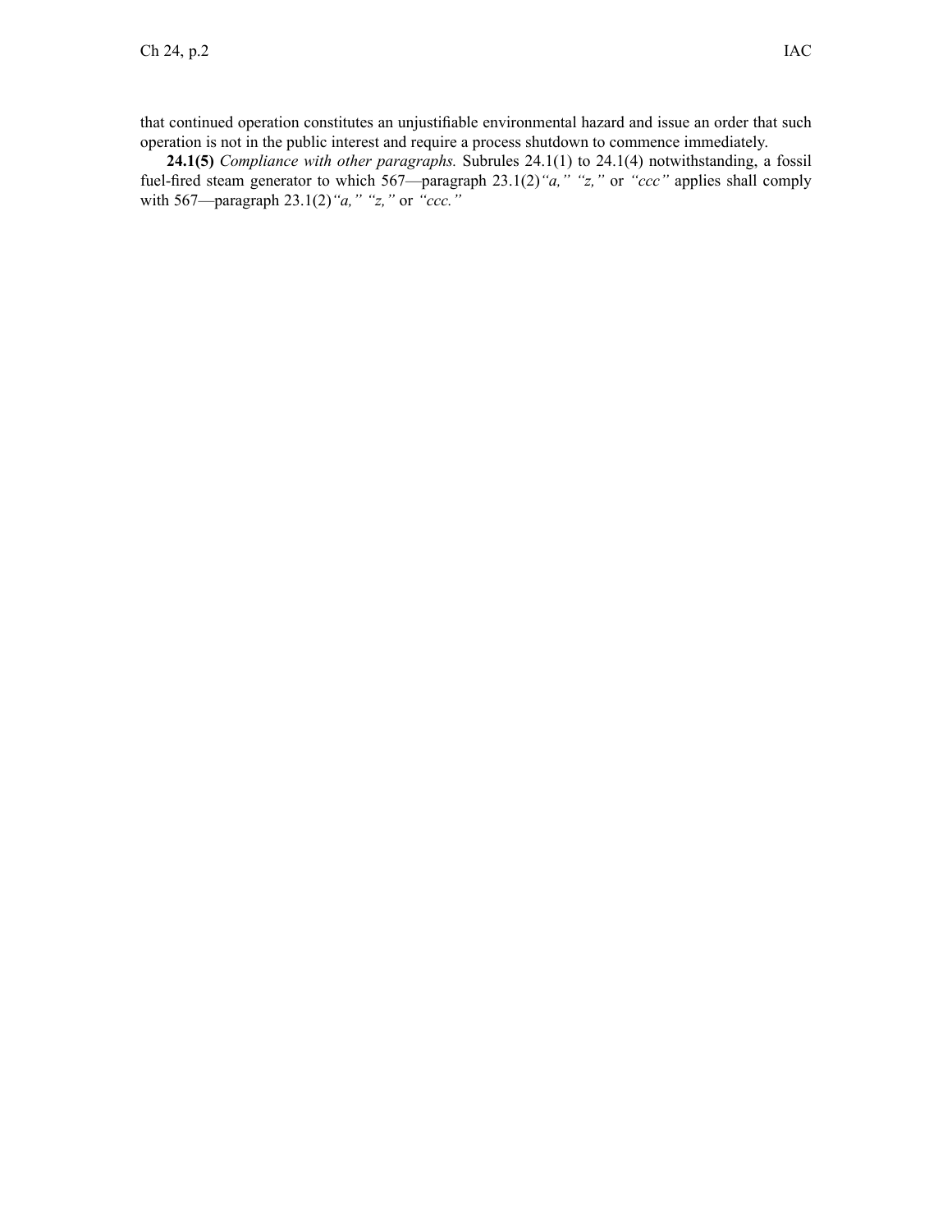that continued operation constitutes an unjustifiable environmental hazard and issue an order that such operation is not in the public interest and require a process shutdown to commence immediately.

**24.1(5)** *Compliance with other paragraphs.* Subrules 24.1(1) to 24.1(4) notwithstanding, a fossil fuel-fired steam generator to which 567—paragraph 23.1(2)*"a," "z,"* or *"ccc"* applies shall comply with 567—paragraph 23.1(2)*"a," "z,"* or *"ccc."*